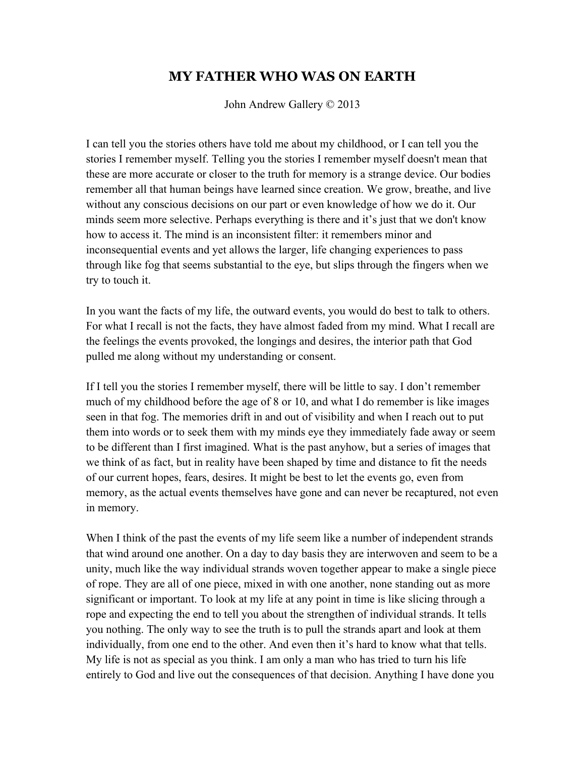# MY FATHER WHO WAS ON EARTH

John Andrew Gallery © 2013

I can tell you the stories others have told me about my childhood, or I can tell you the stories I remember myself. Telling you the stories I remember myself doesn't mean that these are more accurate or closer to the truth for memory is a strange device. Our bodies remember all that human beings have learned since creation. We grow, breathe, and live without any conscious decisions on our part or even knowledge of how we do it. Our minds seem more selective. Perhaps everything is there and it's just that we don't know how to access it. The mind is an inconsistent filter: it remembers minor and inconsequential events and yet allows the larger, life changing experiences to pass through like fog that seems substantial to the eye, but slips through the fingers when we try to touch it.

In you want the facts of my life, the outward events, you would do best to talk to others. For what I recall is not the facts, they have almost faded from my mind. What I recall are the feelings the events provoked, the longings and desires, the interior path that God pulled me along without my understanding or consent.

If I tell you the stories I remember myself, there will be little to say. I don't remember much of my childhood before the age of 8 or 10, and what I do remember is like images seen in that fog. The memories drift in and out of visibility and when I reach out to put them into words or to seek them with my minds eye they immediately fade away or seem to be different than I first imagined. What is the past anyhow, but a series of images that we think of as fact, but in reality have been shaped by time and distance to fit the needs of our current hopes, fears, desires. It might be best to let the events go, even from memory, as the actual events themselves have gone and can never be recaptured, not even in memory.

When I think of the past the events of my life seem like a number of independent strands that wind around one another. On a day to day basis they are interwoven and seem to be a unity, much like the way individual strands woven together appear to make a single piece of rope. They are all of one piece, mixed in with one another, none standing out as more significant or important. To look at my life at any point in time is like slicing through a rope and expecting the end to tell you about the strengthen of individual strands. It tells you nothing. The only way to see the truth is to pull the strands apart and look at them individually, from one end to the other. And even then it's hard to know what that tells. My life is not as special as you think. I am only a man who has tried to turn his life entirely to God and live out the consequences of that decision. Anything I have done you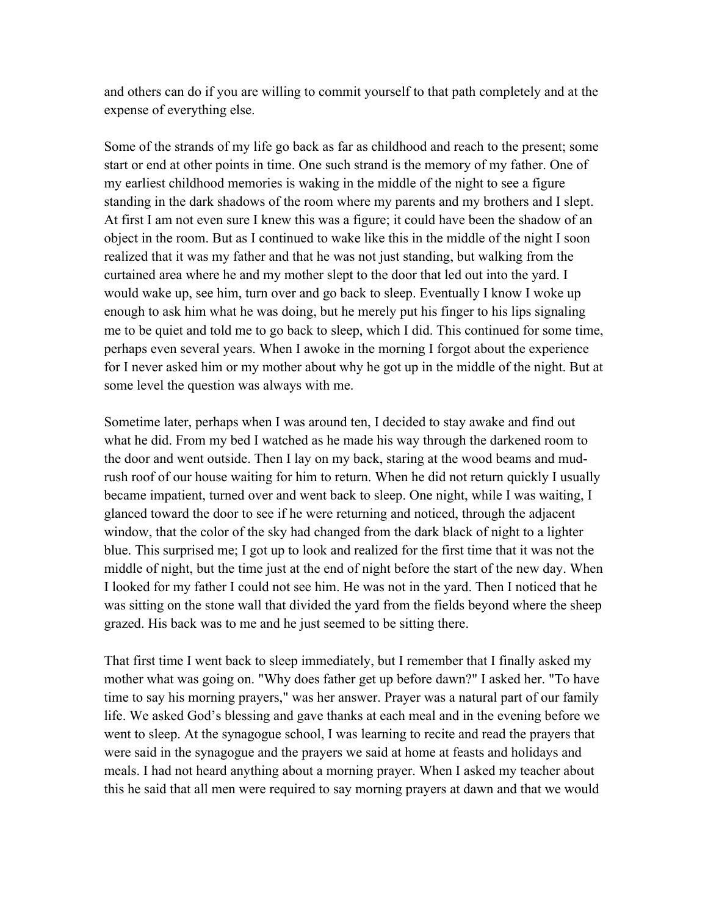and others can do if you are willing to commit yourself to that path completely and at the expense of everything else.

Some of the strands of my life go back as far as childhood and reach to the present; some start or end at other points in time. One such strand is the memory of my father. One of my earliest childhood memories is waking in the middle of the night to see a figure standing in the dark shadows of the room where my parents and my brothers and I slept. At first I am not even sure I knew this was a figure; it could have been the shadow of an object in the room. But as I continued to wake like this in the middle of the night I soon realized that it was my father and that he was not just standing, but walking from the curtained area where he and my mother slept to the door that led out into the yard. I would wake up, see him, turn over and go back to sleep. Eventually I know I woke up enough to ask him what he was doing, but he merely put his finger to his lips signaling me to be quiet and told me to go back to sleep, which I did. This continued for some time, perhaps even several years. When I awoke in the morning I forgot about the experience for I never asked him or my mother about why he got up in the middle of the night. But at some level the question was always with me.

Sometime later, perhaps when I was around ten, I decided to stay awake and find out what he did. From my bed I watched as he made his way through the darkened room to the door and went outside. Then I lay on my back, staring at the wood beams and mud-rush roof of our house waiting for him to return. When he did not return quickly I usually became impatient, turned over and went back to sleep. One night, while I was waiting, I glanced toward the door to see if he were returning and noticed, through the adjacent window, that the color of the sky had changed from the dark black of night to a lighter blue. This surprised me; I got up to look and realized for the first time that it was not the middle of night, but the time just at the end of night before the start of the new day. When I looked for my father I could not see him. He was not in the yard. Then I noticed that he was sitting on the stone wall that divided the yard from the fields beyond where the sheep grazed. His back was to me and he just seemed to be sitting there.

That first time I went back to sleep immediately, but I remember that I finally asked my mother what was going on. "Why does father get up before dawn?" I asked her. "To have time to say his morning prayers," was her answer. Prayer was a natural part of our family life. We asked God's blessing and gave thanks at each meal and in the evening before we went to sleep. At the synagogue school, I was learning to recite and read the prayers that were said in the synagogue and the prayers we said at home at feasts and holidays and meals. I had not heard anything about a morning prayer. When I asked my teacher about this he said that all men were required to say morning prayers at dawn and that we would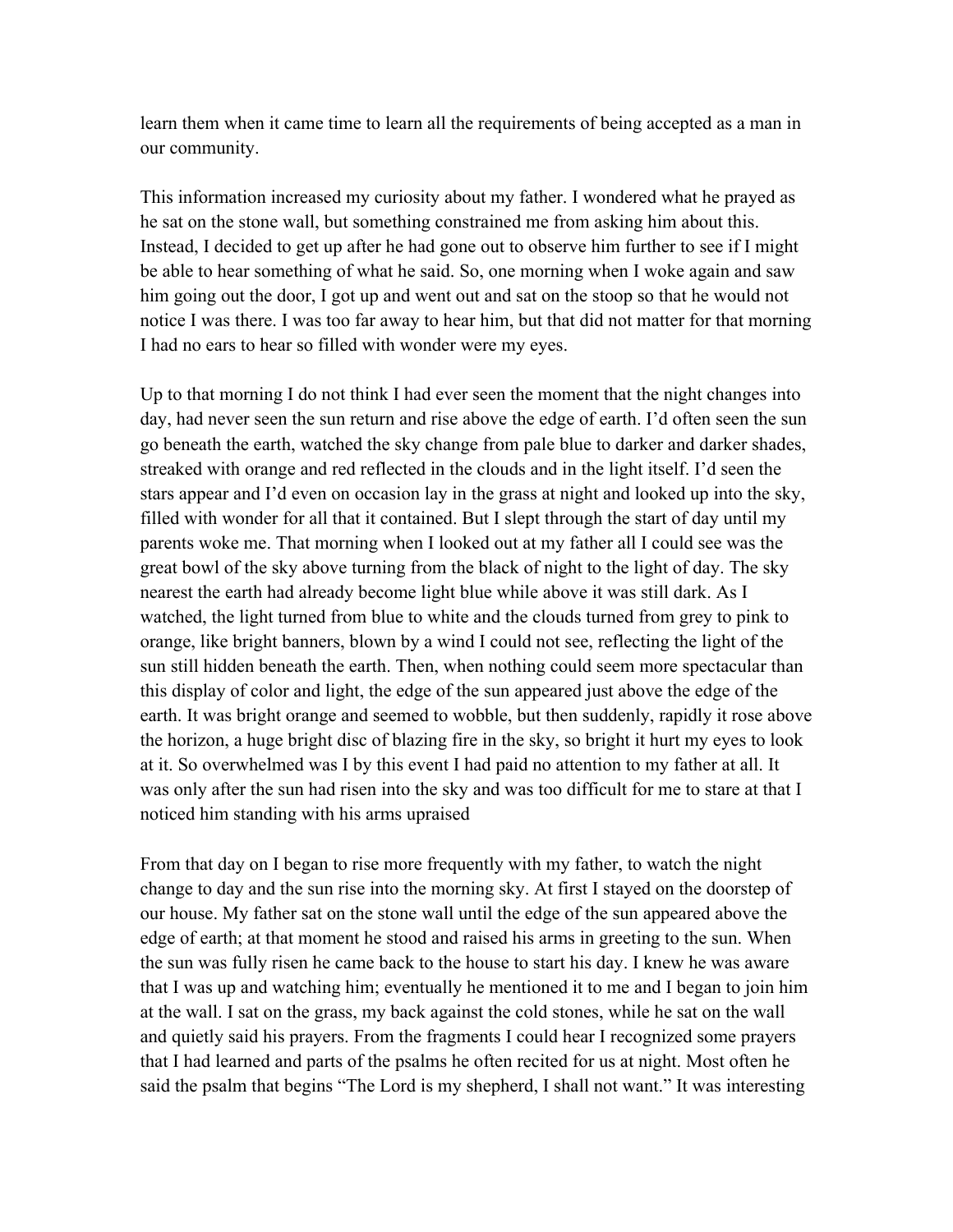learn them when it came time to learn all the requirements of being accepted as a man in our community.

This information increased my curiosity about my father. I wondered what he prayed as he sat on the stone wall, but something constrained me from asking him about this. Instead, I decided to get up after he had gone out to observe him further to see if I might be able to hear something of what he said. So, one morning when I woke again and saw him going out the door, I got up and went out and sat on the stoop so that he would not notice I was there. I was too far away to hear him, but that did not matter for that morning I had no ears to hear so filled with wonder were my eyes.

Up to that morning I do not think I had ever seen the moment that the night changes into day, had never seen the sun return and rise above the edge of earth. I'd often seen the sun go beneath the earth, watched the sky change from pale blue to darker and darker shades, streaked with orange and red reflected in the clouds and in the light itself. I'd seen the stars appear and I'd even on occasion lay in the grass at night and looked up into the sky, filled with wonder for all that it contained. But I slept through the start of day until my parents woke me. That morning when I looked out at my father all I could see was the great bowl of the sky above turning from the black of night to the light of day. The sky nearest the earth had already become light blue while above it was still dark. As I watched, the light turned from blue to white and the clouds turned from grey to pink to orange, like bright banners, blown by a wind I could not see, reflecting the light of the sun still hidden beneath the earth. Then, when nothing could seem more spectacular than this display of color and light, the edge of the sun appeared just above the edge of the earth. It was bright orange and seemed to wobble, but then suddenly, rapidly it rose above the horizon, a huge bright disc of blazing fire in the sky, so bright it hurt my eyes to look at it. So overwhelmed was I by this event I had paid no attention to my father at all. It was only after the sun had risen into the sky and was too difficult for me to stare at that I noticed him standing with his arms upraised

From that day on I began to rise more frequently with my father, to watch the night change to day and the sun rise into the morning sky. At first I stayed on the doorstep of our house. My father sat on the stone wall until the edge of the sun appeared above the edge of earth; at that moment he stood and raised his arms in greeting to the sun. When the sun was fully risen he came back to the house to start his day. I knew he was aware that I was up and watching him; eventually he mentioned it to me and I began to join him at the wall. I sat on the grass, my back against the cold stones, while he sat on the wall and quietly said his prayers. From the fragments I could hear I recognized some prayers that I had learned and parts of the psalms he often recited for us at night. Most often he said the psalm that begins "The Lord is my shepherd, I shall not want." It was interesting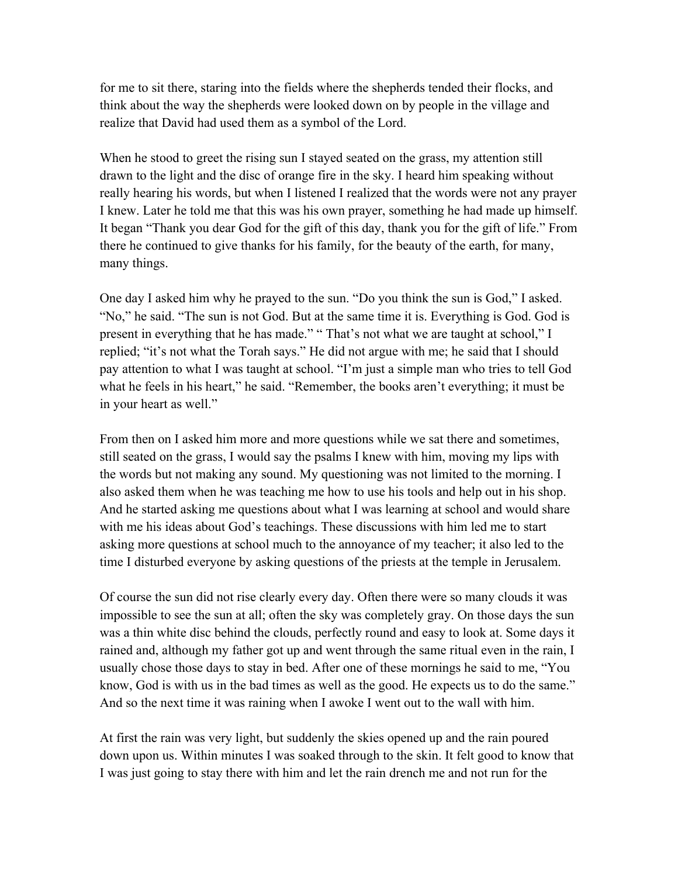for me to sit there, staring into the fields where the shepherds tended their flocks, and think about the way the shepherds were looked down on by people in the village and realize that David had used them as a symbol of the Lord.

When he stood to greet the rising sun I stayed seated on the grass, my attention still drawn to the light and the disc of orange fire in the sky. I heard him speaking without really hearing his words, but when I listened I realized that the words were not any prayer I knew. Later he told me that this was his own prayer, something he had made up himself. It began "Thank you dear God for the gift of this day, thank you for the gift of life." From there he continued to give thanks for his family, for the beauty of the earth, for many, many things.

One day I asked him why he prayed to the sun. "Do you think the sun is God," I asked. "No," he said. "The sun is not God. But at the same time it is. Everything is God. God is present in everything that he has made." " That's not what we are taught at school," I replied; "it's not what the Torah says." He did not argue with me; he said that I should pay attention to what I was taught at school. "I'm just a simple man who tries to tell God what he feels in his heart," he said. "Remember, the books aren't everything; it must be in your heart as well."

From then on I asked him more and more questions while we sat there and sometimes, still seated on the grass, I would say the psalms I knew with him, moving my lips with the words but not making any sound. My questioning was not limited to the morning. I also asked them when he was teaching me how to use his tools and help out in his shop. And he started asking me questions about what I was learning at school and would share with me his ideas about God's teachings. These discussions with him led me to start asking more questions at school much to the annoyance of my teacher; it also led to the time I disturbed everyone by asking questions of the priests at the temple in Jerusalem.

Of course the sun did not rise clearly every day. Often there were so many clouds it was impossible to see the sun at all; often the sky was completely gray. On those days the sun was a thin white disc behind the clouds, perfectly round and easy to look at. Some days it rained and, although my father got up and went through the same ritual even in the rain, I usually chose those days to stay in bed. After one of these mornings he said to me, "You know, God is with us in the bad times as well as the good. He expects us to do the same." And so the next time it was raining when I awoke I went out to the wall with him.

At first the rain was very light, but suddenly the skies opened up and the rain poured down upon us. Within minutes I was soaked through to the skin. It felt good to know that I was just going to stay there with him and let the rain drench me and not run for the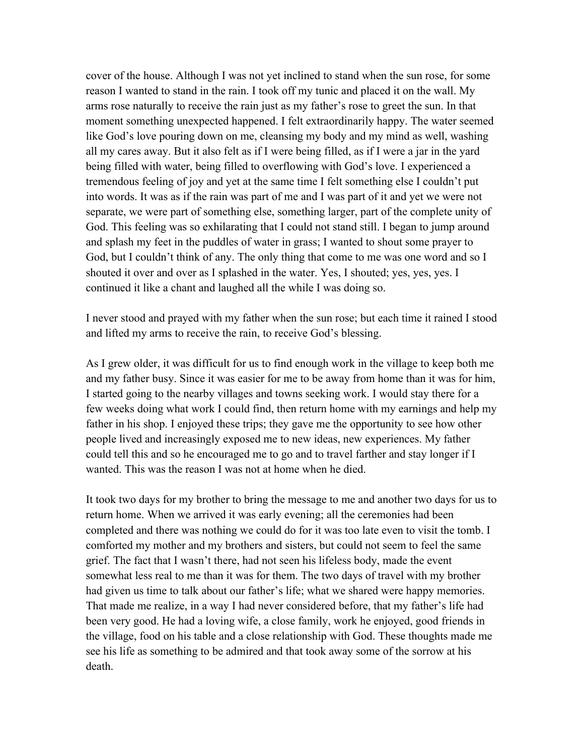cover of the house. Although I was not yet inclined to stand when the sun rose, for some reason I wanted to stand in the rain. I took off my tunic and placed it on the wall. My arms rose naturally to receive the rain just as my father's rose to greet the sun. In that moment something unexpected happened. I felt extraordinarily happy. The water seemed like God's love pouring down on me, cleansing my body and my mind as well, washing all my cares away. But it also felt as if I were being filled, as if I were a jar in the yard being filled with water, being filled to overflowing with God's love. I experienced a tremendous feeling of joy and yet at the same time I felt something else I couldn't put into words. It was as if the rain was part of me and I was part of it and yet we were not separate, we were part of something else, something larger, part of the complete unity of God. This feeling was so exhilarating that I could not stand still. I began to jump around and splash my feet in the puddles of water in grass; I wanted to shout some prayer to God, but I couldn't think of any. The only thing that come to me was one word and so I shouted it over and over as I splashed in the water. Yes, I shouted; yes, yes, yes. I continued it like a chant and laughed all the while I was doing so.

I never stood and prayed with my father when the sun rose; but each time it rained I stood and lifted my arms to receive the rain, to receive God's blessing.

As I grew older, it was difficult for us to find enough work in the village to keep both me and my father busy. Since it was easier for me to be away from home than it was for him, I started going to the nearby villages and towns seeking work. I would stay there for a few weeks doing what work I could find, then return home with my earnings and help my father in his shop. I enjoyed these trips; they gave me the opportunity to see how other people lived and increasingly exposed me to new ideas, new experiences. My father could tell this and so he encouraged me to go and to travel farther and stay longer if I wanted. This was the reason I was not at home when he died.

It took two days for my brother to bring the message to me and another two days for us to return home. When we arrived it was early evening; all the ceremonies had been completed and there was nothing we could do for it was too late even to visit the tomb. I comforted my mother and my brothers and sisters, but could not seem to feel the same grief. The fact that I wasn't there, had not seen his lifeless body, made the event somewhat less real to me than it was for them. The two days of travel with my brother had given us time to talk about our father's life; what we shared were happy memories. That made me realize, in a way I had never considered before, that my father's life had been very good. He had a loving wife, a close family, work he enjoyed, good friends in the village, food on his table and a close relationship with God. These thoughts made me see his life as something to be admired and that took away some of the sorrow at his death.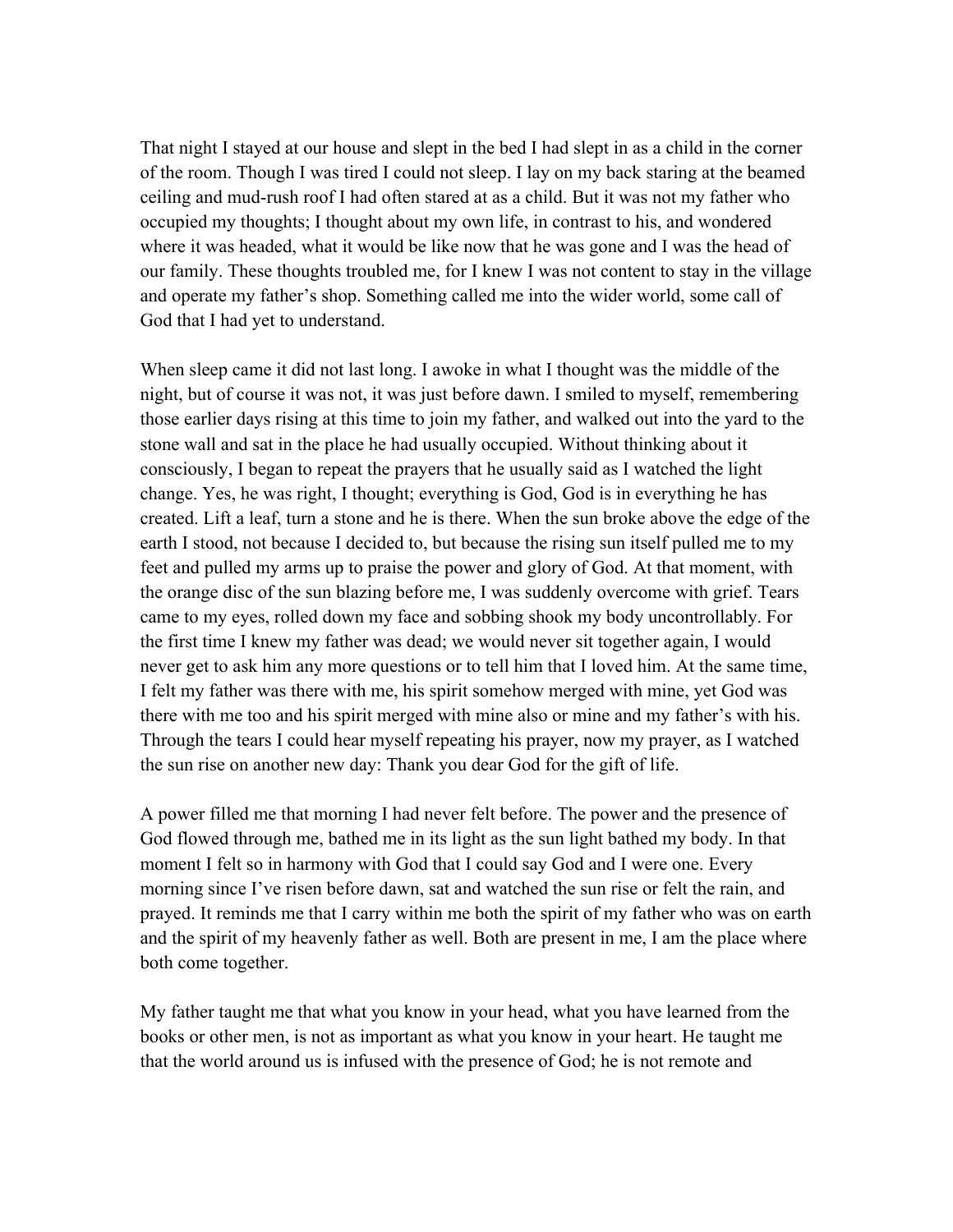That night I stayed at our house and slept in the bed I had slept in as a child in the corner of the room. Though I was tired I could not sleep. I lay on my back staring at the beamed ceiling and mud-rush roof I had often stared at as a child. But it was not my father who occupied my thoughts; I thought about my own life, in contrast to his, and wondered where it was headed, what it would be like now that he was gone and I was the head of our family. These thoughts troubled me, for I knew I was not content to stay in the village and operate my father's shop. Something called me into the wider world, some call of God that I had yet to understand.

When sleep came it did not last long. I awoke in what I thought was the middle of the night, but of course it was not, it was just before dawn. I smiled to myself, remembering those earlier days rising at this time to join my father, and walked out into the yard to the stone wall and sat in the place he had usually occupied. Without thinking about it consciously, I began to repeat the prayers that he usually said as I watched the light change. Yes, he was right, I thought; everything is God, God is in everything he has created. Lift a leaf, turn a stone and he is there. When the sun broke above the edge of the earth I stood, not because I decided to, but because the rising sun itself pulled me to my feet and pulled my arms up to praise the power and glory of God. At that moment, with the orange disc of the sun blazing before me, I was suddenly overcome with grief. Tears came to my eyes, rolled down my face and sobbing shook my body uncontrollably. For the first time I knew my father was dead; we would never sit together again, I would never get to ask him any more questions or to tell him that I loved him. At the same time, I felt my father was there with me, his spirit somehow merged with mine, yet God was there with me too and his spirit merged with mine also or mine and my father's with his. Through the tears I could hear myself repeating his prayer, now my prayer, as I watched the sun rise on another new day: Thank you dear God for the gift of life.

A power filled me that morning I had never felt before. The power and the presence of God flowed through me, bathed me in its light as the sun light bathed my body. In that moment I felt so in harmony with God that I could say God and I were one. Every morning since I've risen before dawn, sat and watched the sun rise or felt the rain, and prayed. It reminds me that I carry within me both the spirit of my father who was on earth and the spirit of my heavenly father as well. Both are present in me, I am the place where both come together.

My father taught me that what you know in your head, what you have learned from the books or other men, is not as important as what you know in your heart. He taught me that the world around us is infused with the presence of God; he is not remote and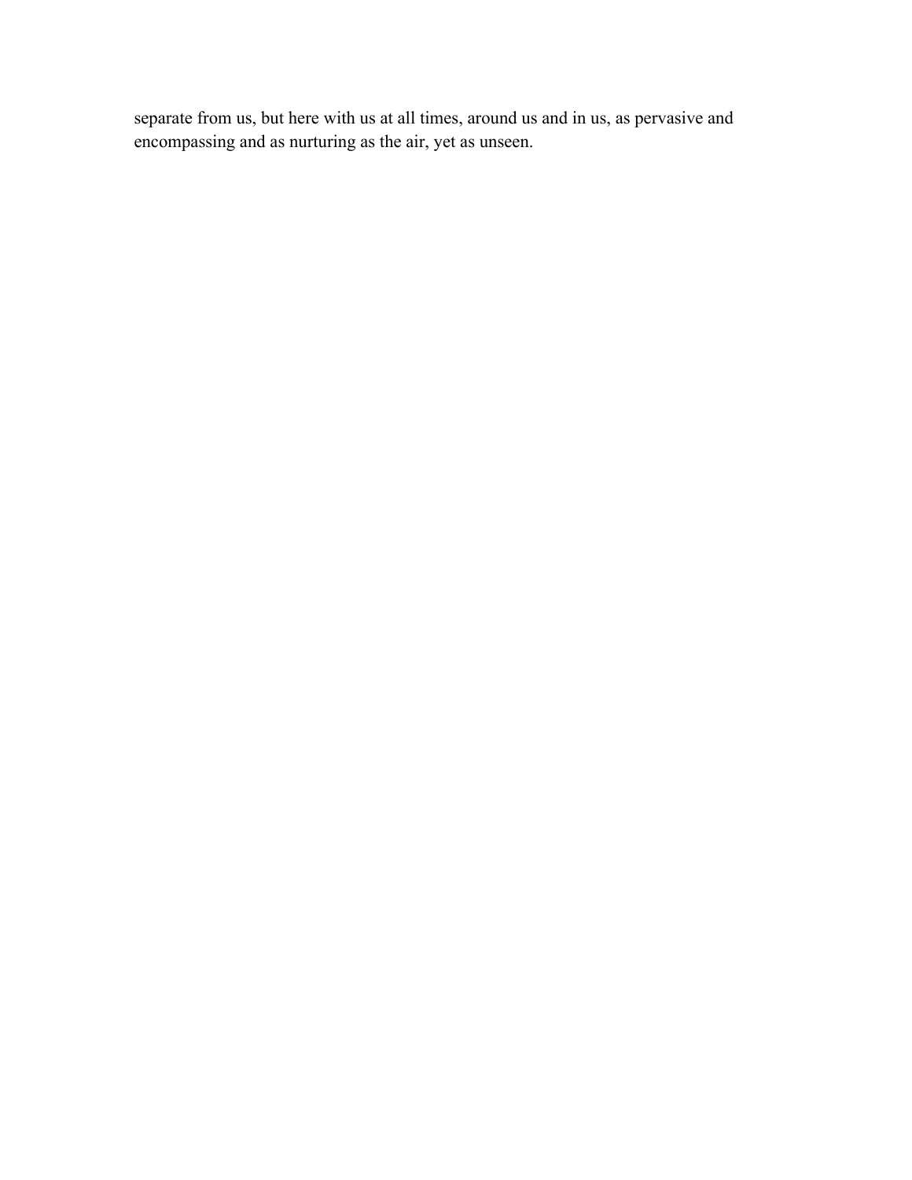separate from us, but here with us at all times, around us and in us, as pervasive and encompassing and as nurturing as the air, yet as unseen.